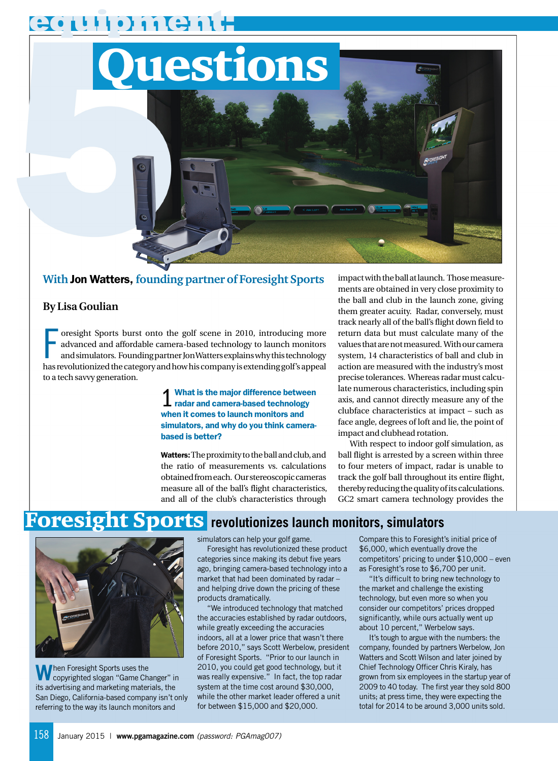# equipment: 5 Questions

## With **Jon Watters,** founding partner of Foresight Sports

**By Lisa Goulian**

Foresight Sports burst onto the golf scene in 2010, introducing more advanced and affordable camera-based technology to launch monitors and simulators. Founding partner Jon Watters explains why this technology has revolutionized the category and how his company is extending golf's appeal to a tech savvy generation.

### 1 What is the major difference between radar and camera-based technology when it comes to launch monitors and simulators, and why do you think camera-based is better?

**Watters:** The proximity to the ball and club, and the ratio of measurements vs. calculations obtained from each. Our stereoscopic cameras measure all of the ball's flight characteristics, and all of the club's characteristics through impact with the ball at launch. Those measurements are obtained in very close proximity to the ball and club in the launch zone, giving them greater acuity. Radar, conversely, must track nearly all of the ball's flight down field to return data but must calculate many of the values that are not measured. With our camera system, 14 characteristics of ball and club in action are measured with the industry's most precise tolerances. Whereas radar must calculate numerous characteristics, including spin axis, and cannot directly measure any of the clubface characteristics at impact – such as face angle, degrees of loft and lie, the point of impact and clubhead rotation.

With respect to indoor golf simulation, as ball flight is arrested by a screen within three to four meters of impact, radar is unable to track the golf ball throughout its entire flight, thereby reducing the quality of its calculations. GC2 smart camera technology provides the

## Foresight Sports revolutionizes launch monitors, simulators

When Foresight Sports uses the copyrighted slogan "Game Changer" in its advertising and marketing materials, the San Diego, California-based company isn't only referring to the way its launch monitors and simulators can help your golf game.

Foresight has revolutionized these product categories since making its debut five years ago, bringing camera-based technology into a market that had been dominated by radar – and helping drive down the pricing of these products dramatically.

"We introduced technology that matched the accuracies established by radar outdoors, while greatly exceeding the accuracies indoors, all at a lower price that wasn't there before 2010," says Scott Werbelow, president of Foresight Sports. "Prior to our launch in 2010, you could get good technology, but it was really expensive." In fact, the top radar system at the time cost around $30,000, while the other market leader offered a unit for between $15,000 and $20,000.

Compare this to Foresight's initial price of $6,000, which eventually drove the competitors' pricing to under $10,000 – even as Foresight's rose to $6,700 per unit.

"It's difficult to bring new technology to the market and challenge the existing technology, but even more so when you consider our competitors' prices dropped significantly, while ours actually went up about 10 percent," Werbelow says.

It's tough to argue with the numbers: the company, founded by partners Werbelow, Jon Watters and Scott Wilson and later joined by Chief Technology Officer Chris Kiraly, has grown from six employees in the startup year of 2009 to 40 today. The first year they sold 800 units; at press time, they were expecting the total for 2014 to be around 3,000 units sold.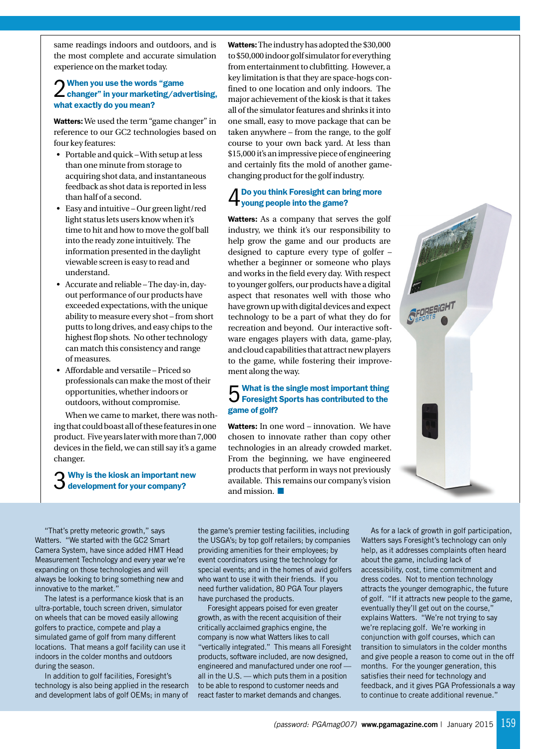same readings indoors and outdoors, and is the most complete and accurate simulation experience on the market today.

### 2 When you use the words "game changer" in your marketing/advertising, what exactly do you mean?

**Watters:** We used the term "game changer" in reference to our GC2 technologies based on four key features:

- Portable and quick – With setup at less than one minute from storage to acquiring shot data, and instantaneous feedback as shot data is reported in less than half of a second.
- Easy and intuitive – Our green light/red light status lets users know when it's time to hit and how to move the golf ball into the ready zone intuitively. The information presented in the daylight viewable screen is easy to read and understand.
- Accurate and reliable – The day-in, day-out performance of our products have exceeded expectations, with the unique ability to measure every shot – from short putts to long drives, and easy chips to the highest flop shots. No other technology can match this consistency and range of measures.
- Affordable and versatile – Priced so professionals can make the most of their opportunities, whether indoors or outdoors, without compromise.

When we came to market, there was nothing that could boast all of these features in one product. Five years later with more than 7,000 devices in the field, we can still say it's a game changer.

### 3 Why is the kiosk an important new development for your company?

**Watters:** The industry has adopted the $30,000 to $50,000 indoor golf simulator for everything from entertainment to clubfitting. However, a key limitation is that they are space-hogs confined to one location and only indoors. The major achievement of the kiosk is that it takes all of the simulator features and shrinks it into one small, easy to move package that can be taken anywhere – from the range, to the golf course to your own back yard. At less than $15,000 it's an impressive piece of engineering and certainly fits the mold of another game-changing product for the golf industry.

### 4 Do you think Foresight can bring more young people into the game?

**Watters:** As a company that serves the golf industry, we think it's our responsibility to help grow the game and our products are designed to capture every type of golfer – whether a beginner or someone who plays and works in the field every day. With respect to younger golfers, our products have a digital aspect that resonates well with those who have grown up with digital devices and expect technology to be a part of what they do for recreation and beyond. Our interactive software engages players with data, game-play, and cloud capabilities that attract new players to the game, while fostering their improvement along the way.

### 5 What is the single most important thing Foresight Sports has contributed to the game of golf?

**Watters:** In one word – innovation. We have chosen to innovate rather than copy other technologies in an already crowded market. From the beginning, we have engineered products that perform in ways not previously available. This remains our company's vision and mission. ■

"That's pretty meteoric growth," says Watters. "We started with the GC2 Smart Camera System, have since added HMT Head Measurement Technology and every year we're expanding on those technologies and will always be looking to bring something new and innovative to the market."

The latest is a performance kiosk that is an ultra-portable, touch screen driven, simulator on wheels that can be moved easily allowing golfers to practice, compete and play a simulated game of golf from many different locations. That means a golf facility can use it indoors in the colder months and outdoors during the season.

In addition to golf facilities, Foresight's technology is also being applied in the research and development labs of golf OEMs; in many of the game's premier testing facilities, including the USGA's; by top golf retailers; by companies providing amenities for their employees; by event coordinators using the technology for special events; and in the homes of avid golfers who want to use it with their friends. If you need further validation, 80 PGA Tour players have purchased the products.

Foresight appears poised for even greater growth, as with the recent acquisition of their critically acclaimed graphics engine, the company is now what Watters likes to call "vertically integrated." This means all Foresight products, software included, are now designed, engineered and manufactured under one roof — all in the U.S. — which puts them in a position to be able to respond to customer needs and react faster to market demands and changes.

As for a lack of growth in golf participation, Watters says Foresight's technology can only help, as it addresses complaints often heard about the game, including lack of accessibility, cost, time commitment and dress codes. Not to mention technology attracts the younger demographic, the future of golf. "If it attracts new people to the game, eventually they'll get out on the course," explains Watters. "We're not trying to say we're replacing golf. We're working in conjunction with golf courses, which can transition to simulators in the colder months and give people a reason to come out in the off months. For the younger generation, this satisfies their need for technology and feedback, and it gives PGA Professionals a way to continue to create additional revenue."